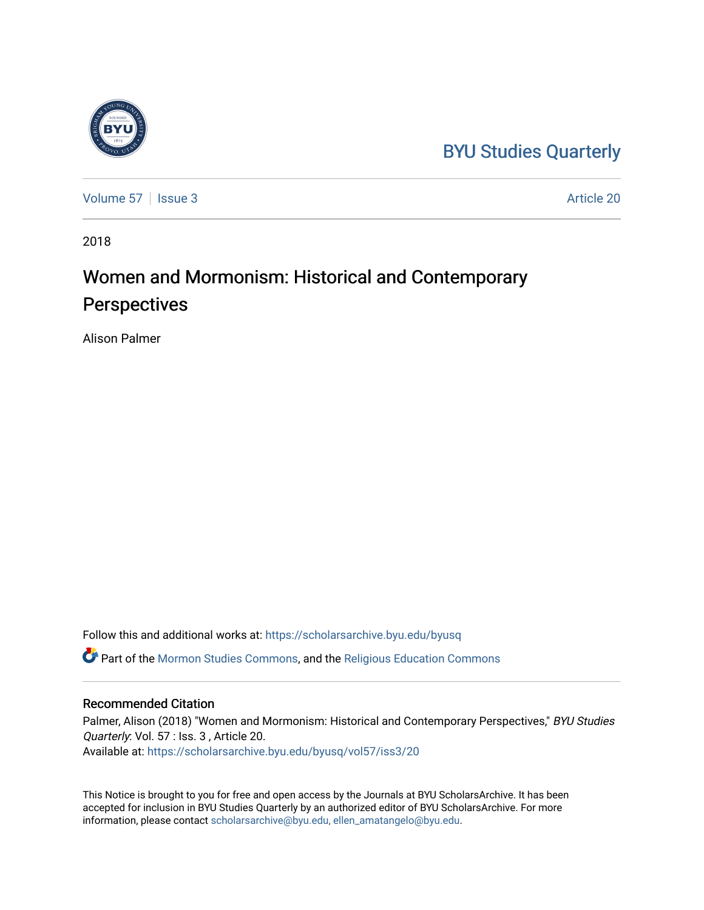BYU Studies Quarterly

Volume 57 | Issue 3 | Article 20

2018

# Women and Mormonism: Historical and Contemporary Perspectives

Alison Palmer

Follow this and additional works at: https://scholarsarchive.byu.edu/byusq

Part of the Mormon Studies Commons, and the Religious Education Commons

## Recommended Citation

Palmer, Alison (2018) "Women and Mormonism: Historical and Contemporary Perspectives," *BYU Studies Quarterly*: Vol. 57 : Iss. 3 , Article 20.
Available at: https://scholarsarchive.byu.edu/byusq/vol57/iss3/20

This Notice is brought to you for free and open access by the Journals at BYU ScholarsArchive. It has been accepted for inclusion in BYU Studies Quarterly by an authorized editor of BYU ScholarsArchive. For more information, please contact scholarsarchive@byu.edu, ellen_amatangelo@byu.edu.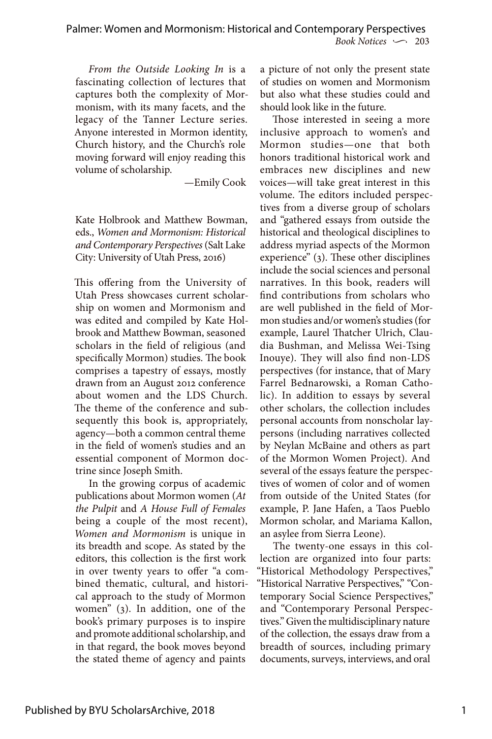*From the Outside Looking In* is a fascinating collection of lectures that captures both the complexity of Mormonism, with its many facets, and the legacy of the Tanner Lecture series. Anyone interested in Mormon identity, Church history, and the Church's role moving forward will enjoy reading this volume of scholarship.

—Emily Cook

Kate Holbrook and Matthew Bowman, eds., *Women and Mormonism: Historical and Contemporary Perspectives* (Salt Lake City: University of Utah Press, 2016)

This offering from the University of Utah Press showcases current scholarship on women and Mormonism and was edited and compiled by Kate Holbrook and Matthew Bowman, seasoned scholars in the field of religious (and specifically Mormon) studies. The book comprises a tapestry of essays, mostly drawn from an August 2012 conference about women and the LDS Church. The theme of the conference and subsequently this book is, appropriately, agency—both a common central theme in the field of women's studies and an essential component of Mormon doctrine since Joseph Smith.

In the growing corpus of academic publications about Mormon women (*At the Pulpit* and *A House Full of Females* being a couple of the most recent), *Women and Mormonism* is unique in its breadth and scope. As stated by the editors, this collection is the first work in over twenty years to offer "a combined thematic, cultural, and historical approach to the study of Mormon women" (3). In addition, one of the book's primary purposes is to inspire and promote additional scholarship, and in that regard, the book moves beyond the stated theme of agency and paints a picture of not only the present state of studies on women and Mormonism but also what these studies could and should look like in the future.

Those interested in seeing a more inclusive approach to women's and Mormon studies—one that both honors traditional historical work and embraces new disciplines and new voices—will take great interest in this volume. The editors included perspectives from a diverse group of scholars and "gathered essays from outside the historical and theological disciplines to address myriad aspects of the Mormon experience" (3). These other disciplines include the social sciences and personal narratives. In this book, readers will find contributions from scholars who are well published in the field of Mormon studies and/or women's studies (for example, Laurel Thatcher Ulrich, Claudia Bushman, and Melissa Wei-Tsing Inouye). They will also find non-LDS perspectives (for instance, that of Mary Farrel Bednarowski, a Roman Catholic). In addition to essays by several other scholars, the collection includes personal accounts from nonscholar laypersons (including narratives collected by Neylan McBaine and others as part of the Mormon Women Project). And several of the essays feature the perspectives of women of color and of women from outside of the United States (for example, P. Jane Hafen, a Taos Pueblo Mormon scholar, and Mariama Kallon, an asylee from Sierra Leone).

The twenty-one essays in this collection are organized into four parts: "Historical Methodology Perspectives," "Historical Narrative Perspectives," "Contemporary Social Science Perspectives," and "Contemporary Personal Perspectives." Given the multidisciplinary nature of the collection, the essays draw from a breadth of sources, including primary documents, surveys, interviews, and oral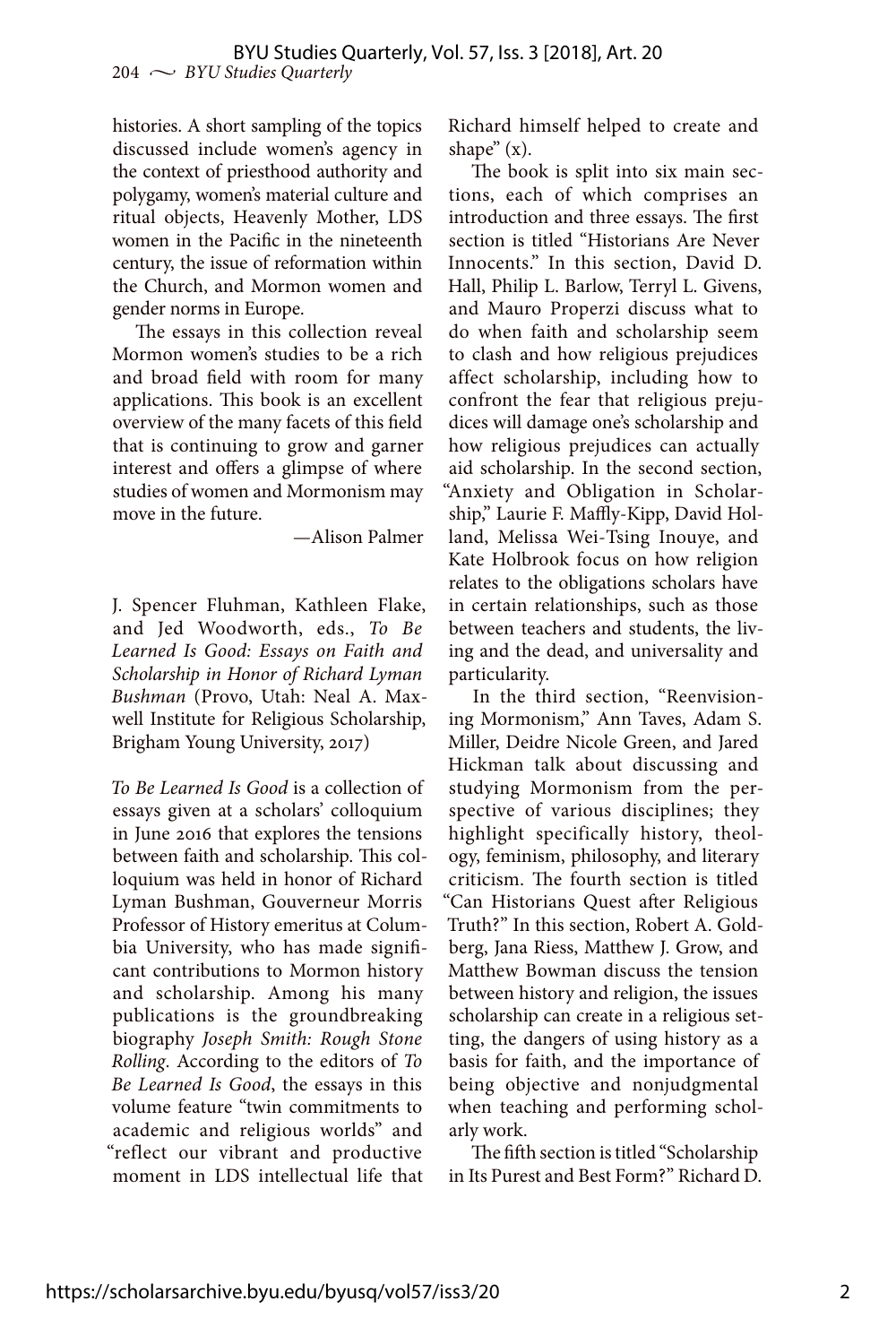histories. A short sampling of the topics discussed include women's agency in the context of priesthood authority and polygamy, women's material culture and ritual objects, Heavenly Mother, LDS women in the Pacific in the nineteenth century, the issue of reformation within the Church, and Mormon women and gender norms in Europe.

The essays in this collection reveal Mormon women's studies to be a rich and broad field with room for many applications. This book is an excellent overview of the many facets of this field that is continuing to grow and garner interest and offers a glimpse of where studies of women and Mormonism may move in the future.

—Alison Palmer

J. Spencer Fluhman, Kathleen Flake, and Jed Woodworth, eds., *To Be Learned Is Good: Essays on Faith and Scholarship in Honor of Richard Lyman Bushman* (Provo, Utah: Neal A. Maxwell Institute for Religious Scholarship, Brigham Young University, 2017)

*To Be Learned Is Good* is a collection of essays given at a scholars' colloquium in June 2016 that explores the tensions between faith and scholarship. This colloquium was held in honor of Richard Lyman Bushman, Gouverneur Morris Professor of History emeritus at Columbia University, who has made significant contributions to Mormon history and scholarship. Among his many publications is the groundbreaking biography *Joseph Smith: Rough Stone Rolling*. According to the editors of *To Be Learned Is Good*, the essays in this volume feature "twin commitments to academic and religious worlds" and "reflect our vibrant and productive moment in LDS intellectual life that Richard himself helped to create and shape" (x).

The book is split into six main sections, each of which comprises an introduction and three essays. The first section is titled "Historians Are Never Innocents." In this section, David D. Hall, Philip L. Barlow, Terryl L. Givens, and Mauro Properzi discuss what to do when faith and scholarship seem to clash and how religious prejudices affect scholarship, including how to confront the fear that religious prejudices will damage one's scholarship and how religious prejudices can actually aid scholarship. In the second section, "Anxiety and Obligation in Scholarship," Laurie F. Maffly-Kipp, David Holland, Melissa Wei-Tsing Inouye, and Kate Holbrook focus on how religion relates to the obligations scholars have in certain relationships, such as those between teachers and students, the living and the dead, and universality and particularity.

In the third section, "Reenvisioning Mormonism," Ann Taves, Adam S. Miller, Deidre Nicole Green, and Jared Hickman talk about discussing and studying Mormonism from the perspective of various disciplines; they highlight specifically history, theology, feminism, philosophy, and literary criticism. The fourth section is titled "Can Historians Quest after Religious Truth?" In this section, Robert A. Goldberg, Jana Riess, Matthew J. Grow, and Matthew Bowman discuss the tension between history and religion, the issues scholarship can create in a religious setting, the dangers of using history as a basis for faith, and the importance of being objective and nonjudgmental when teaching and performing scholarly work.

The fifth section is titled "Scholarship in Its Purest and Best Form?" Richard D.